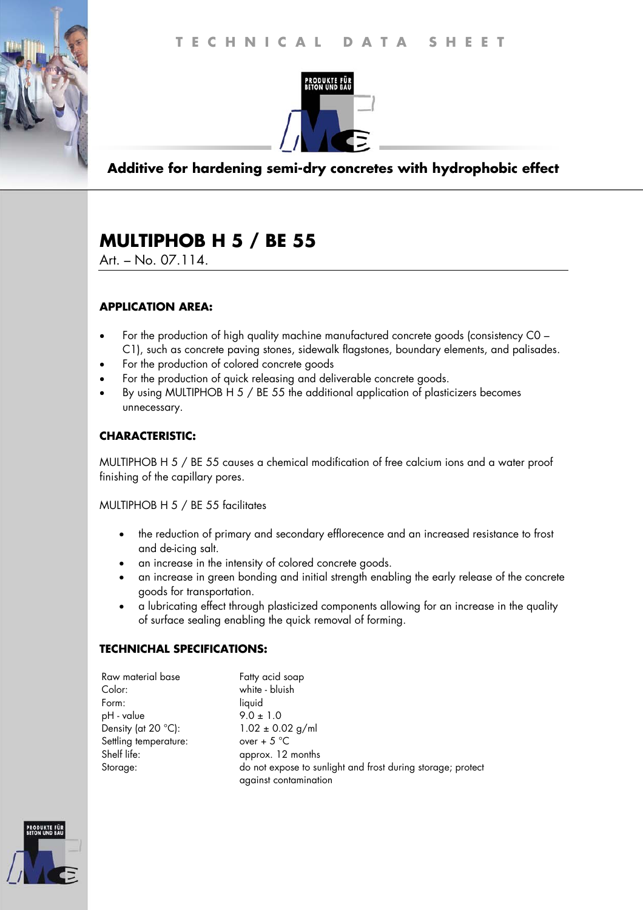TECHNICAL DATA SHEET

**Additive for hardening semi-dry concretes with hydrophobic effect**

# MULTIPHOB H 5 / BE 55

Art. – No. 07.114.

## APPLICATION AREA:

- For the production of high quality machine manufactured concrete goods (consistency C0 – C1), such as concrete paving stones, sidewalk flagstones, boundary elements, and palisades.
- For the production of colored concrete goods
- For the production of quick releasing and deliverable concrete goods.
- By using MULTIPHOB H 5 / BE 55 the additional application of plasticizers becomes unnecessary.

## CHARACTERISTIC:

MULTIPHOB H 5 / BE 55 causes a chemical modification of free calcium ions and a water proof finishing of the capillary pores.

MULTIPHOB H 5 / BE 55 facilitates

- the reduction of primary and secondary efflorecence and an increased resistance to frost and de-icing salt.
- an increase in the intensity of colored concrete goods.
- an increase in green bonding and initial strength enabling the early release of the concrete goods for transportation.
- a lubricating effect through plasticized components allowing for an increase in the quality of surface sealing enabling the quick removal of forming.

## TECHNICHAL SPECIFICATIONS:

| | |
|---|---|
| Raw material base | Fatty acid soap |
| Color: | white - bluish |
| Form: | liquid |
| pH - value | 9.0 ± 1.0 |
| Density (at 20 °C): | 1.02 ± 0.02 g/ml |
| Settling temperature: | over + 5 °C |
| Shelf life: | approx. 12 months |
| Storage: | do not expose to sunlight and frost during storage; protect against contamination |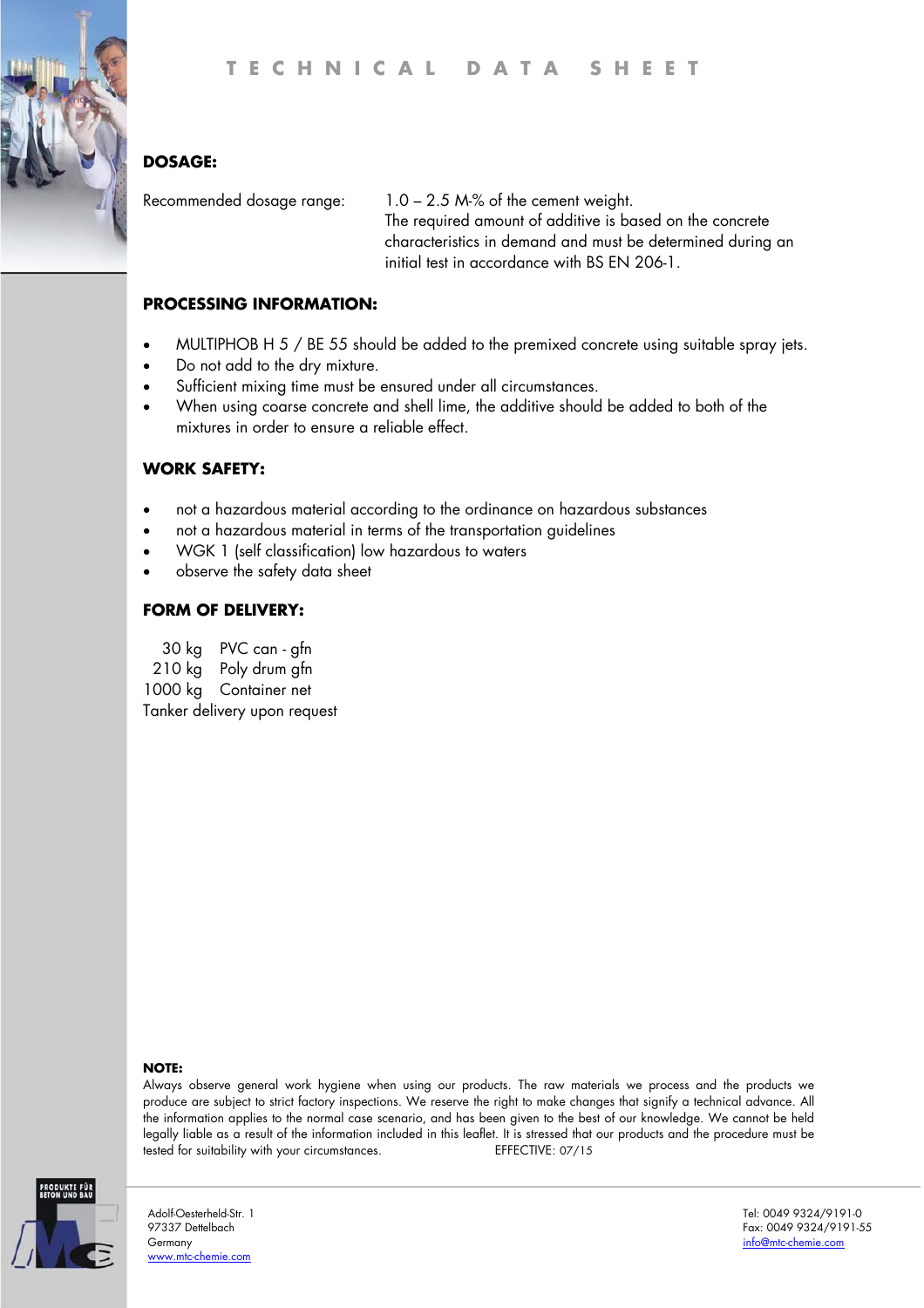## DOSAGE:

Recommended dosage range: 1.0 – 2.5 M-% of the cement weight.
The required amount of additive is based on the concrete characteristics in demand and must be determined during an initial test in accordance with BS EN 206-1.

## PROCESSING INFORMATION:

- MULTIPHOB H 5 / BE 55 should be added to the premixed concrete using suitable spray jets.
- Do not add to the dry mixture.
- Sufficient mixing time must be ensured under all circumstances.
- When using coarse concrete and shell lime, the additive should be added to both of the mixtures in order to ensure a reliable effect.

## WORK SAFETY:

- not a hazardous material according to the ordinance on hazardous substances
- not a hazardous material in terms of the transportation guidelines
- WGK 1 (self classification) low hazardous to waters
- observe the safety data sheet

## FORM OF DELIVERY:

| | |
|---|---|
| 30 kg | PVC can - gfn |
| 210 kg | Poly drum gfn |
| 1000 kg | Container net |

Tanker delivery upon request

**NOTE:**
Always observe general work hygiene when using our products. The raw materials we process and the products we produce are subject to strict factory inspections. We reserve the right to make changes that signify a technical advance. All the information applies to the normal case scenario, and has been given to the best of our knowledge. We cannot be held legally liable as a result of the information included in this leaflet. It is stressed that our products and the procedure must be tested for suitability with your circumstances. EFFECTIVE: 07/15

Adolf-Oesterheld-Str. 1
97337 Dettelbach
Germany
www.mtc-chemie.com

Tel: 0049 9324/9191-0
Fax: 0049 9324/9191-55
info@mtc-chemie.com